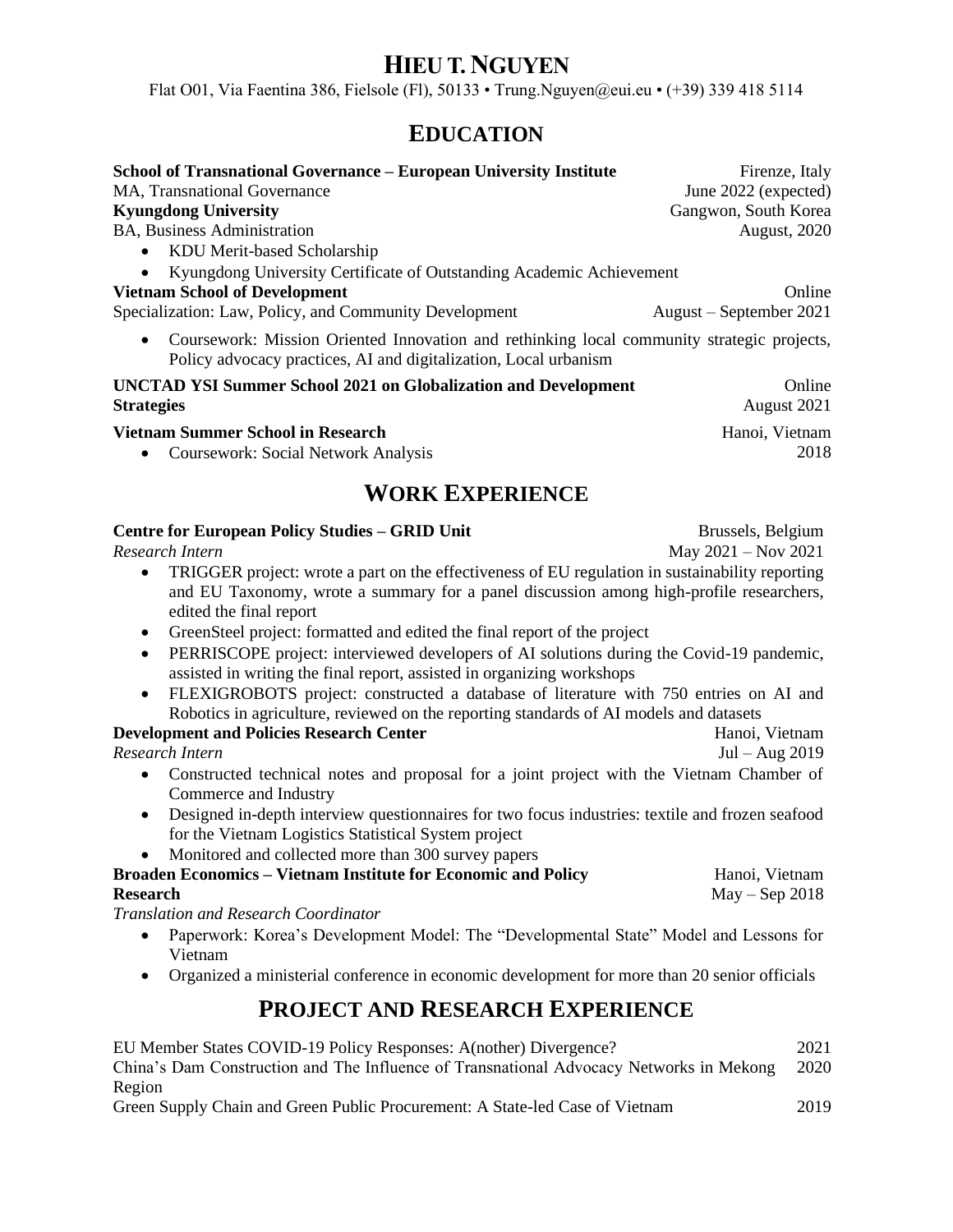# HIEU T. NGUYEN

Flat O01, Via Faentina 386, Fielsole (Fl), 50133 • Trung.Nguyen@eui.eu • (+39) 339 418 5114

## EDUCATION

**School of Transnational Governance – European University Institute** — Firenze, Italy
MA, Transnational Governance — June 2022 (expected)

**Kyungdong University** — Gangwon, South Korea
BA, Business Administration — August, 2020

- KDU Merit-based Scholarship
- Kyungdong University Certificate of Outstanding Academic Achievement

**Vietnam School of Development** — Online
Specialization: Law, Policy, and Community Development — August – September 2021

- Coursework: Mission Oriented Innovation and rethinking local community strategic projects, Policy advocacy practices, AI and digitalization, Local urbanism

**UNCTAD YSI Summer School 2021 on Globalization and Development Strategies** — Online
August 2021

**Vietnam Summer School in Research** — Hanoi, Vietnam
2018

- Coursework: Social Network Analysis

## WORK EXPERIENCE

**Centre for European Policy Studies – GRID Unit** — Brussels, Belgium
*Research Intern* — May 2021 – Nov 2021

- TRIGGER project: wrote a part on the effectiveness of EU regulation in sustainability reporting and EU Taxonomy, wrote a summary for a panel discussion among high-profile researchers, edited the final report
- GreenSteel project: formatted and edited the final report of the project
- PERRISCOPE project: interviewed developers of AI solutions during the Covid-19 pandemic, assisted in writing the final report, assisted in organizing workshops
- FLEXIGROBOTS project: constructed a database of literature with 750 entries on AI and Robotics in agriculture, reviewed on the reporting standards of AI models and datasets

**Development and Policies Research Center** — Hanoi, Vietnam
*Research Intern* — Jul – Aug 2019

- Constructed technical notes and proposal for a joint project with the Vietnam Chamber of Commerce and Industry
- Designed in-depth interview questionnaires for two focus industries: textile and frozen seafood for the Vietnam Logistics Statistical System project
- Monitored and collected more than 300 survey papers

**Broaden Economics – Vietnam Institute for Economic and Policy Research** — Hanoi, Vietnam
May – Sep 2018
*Translation and Research Coordinator*

- Paperwork: Korea's Development Model: The "Developmental State" Model and Lessons for Vietnam
- Organized a ministerial conference in economic development for more than 20 senior officials

## PROJECT AND RESEARCH EXPERIENCE

EU Member States COVID-19 Policy Responses: A(nother) Divergence? — 2021
China's Dam Construction and The Influence of Transnational Advocacy Networks in Mekong Region — 2020
Green Supply Chain and Green Public Procurement: A State-led Case of Vietnam — 2019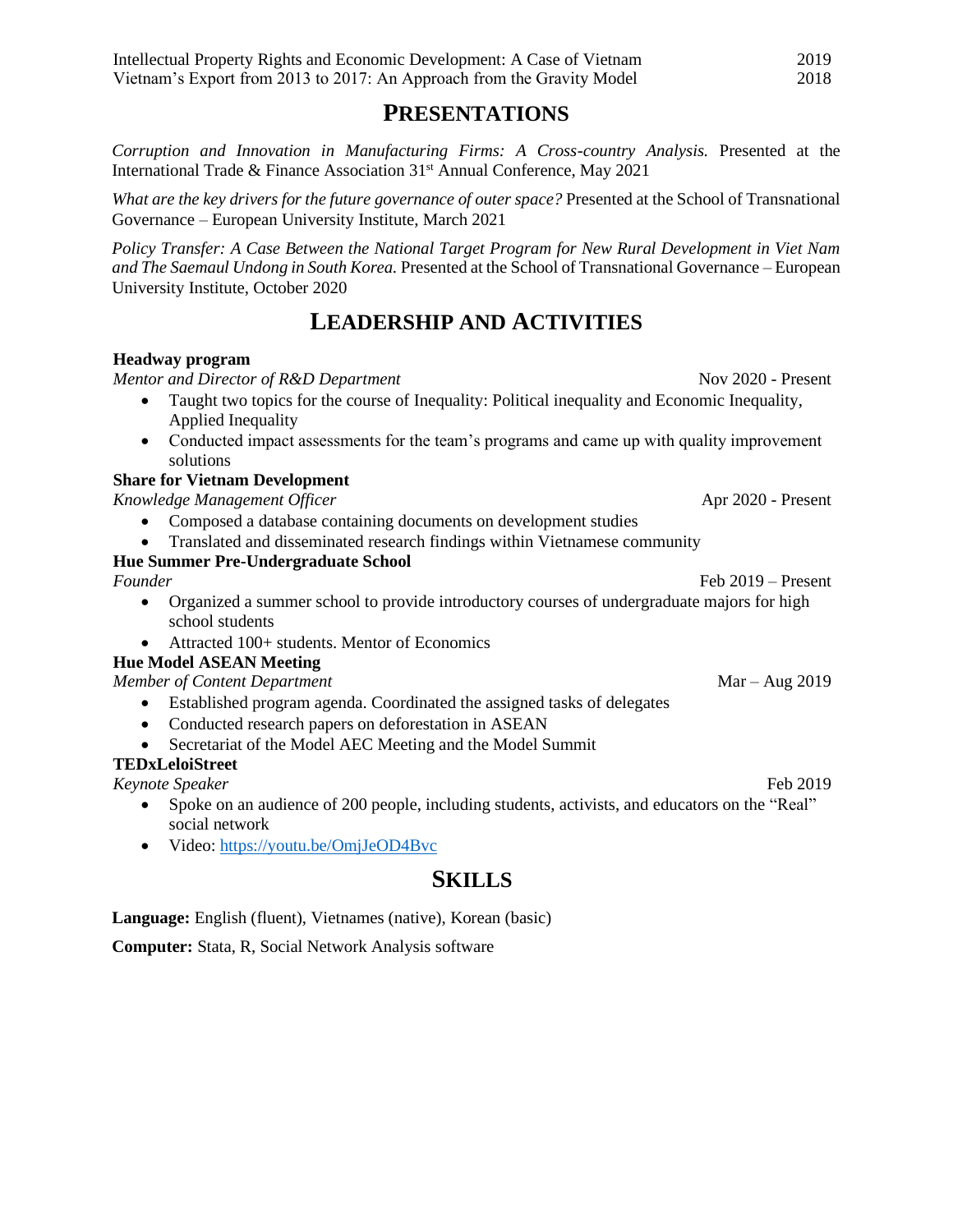Intellectual Property Rights and Economic Development: A Case of Vietnam 2019
Vietnam's Export from 2013 to 2017: An Approach from the Gravity Model 2018

## PRESENTATIONS

*Corruption and Innovation in Manufacturing Firms: A Cross-country Analysis.* Presented at the International Trade & Finance Association 31st Annual Conference, May 2021

*What are the key drivers for the future governance of outer space?* Presented at the School of Transnational Governance – European University Institute, March 2021

*Policy Transfer: A Case Between the National Target Program for New Rural Development in Viet Nam and The Saemaul Undong in South Korea.* Presented at the School of Transnational Governance – European University Institute, October 2020

## LEADERSHIP AND ACTIVITIES

**Headway program**
*Mentor and Director of R&D Department* Nov 2020 - Present

- Taught two topics for the course of Inequality: Political inequality and Economic Inequality, Applied Inequality
- Conducted impact assessments for the team's programs and came up with quality improvement solutions

**Share for Vietnam Development**
*Knowledge Management Officer* Apr 2020 - Present

- Composed a database containing documents on development studies
- Translated and disseminated research findings within Vietnamese community

**Hue Summer Pre-Undergraduate School**
*Founder* Feb 2019 – Present

- Organized a summer school to provide introductory courses of undergraduate majors for high school students
- Attracted 100+ students. Mentor of Economics

**Hue Model ASEAN Meeting**
*Member of Content Department* Mar – Aug 2019

- Established program agenda. Coordinated the assigned tasks of delegates
- Conducted research papers on deforestation in ASEAN
- Secretariat of the Model AEC Meeting and the Model Summit

**TEDxLeloiStreet**
*Keynote Speaker* Feb 2019

- Spoke on an audience of 200 people, including students, activists, and educators on the "Real" social network
- Video: https://youtu.be/OmjJeOD4Bvc

## SKILLS

**Language:** English (fluent), Vietnames (native), Korean (basic)

**Computer:** Stata, R, Social Network Analysis software